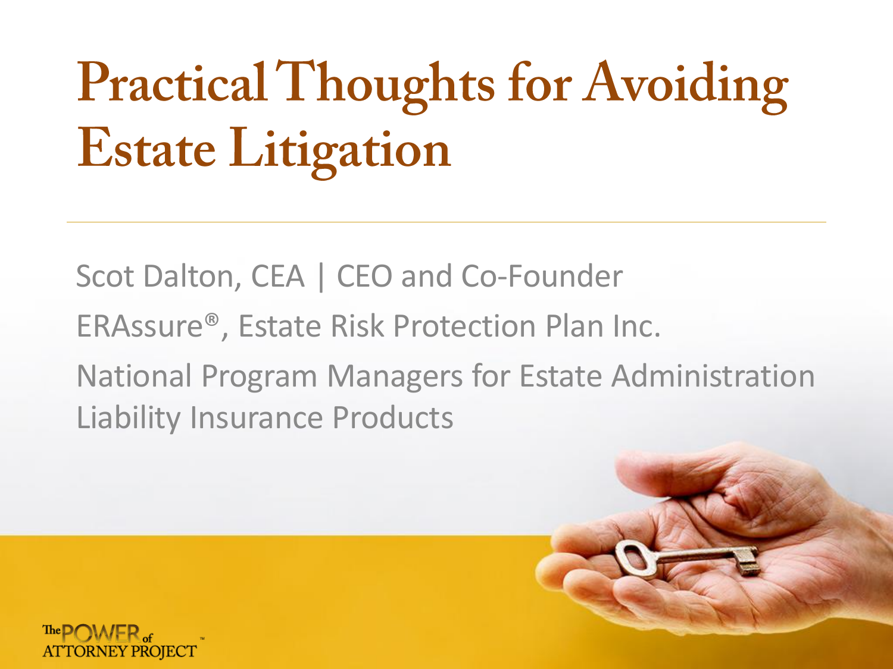# Practical Thoughts for Avoiding Estate Litigation

Scot Dalton, CEA | CEO and Co-Founder

ERAssure®, Estate Risk Protection Plan Inc.

National Program Managers for Estate Administration Liability Insurance Products

The POWER of ATTORNEY PROJECT™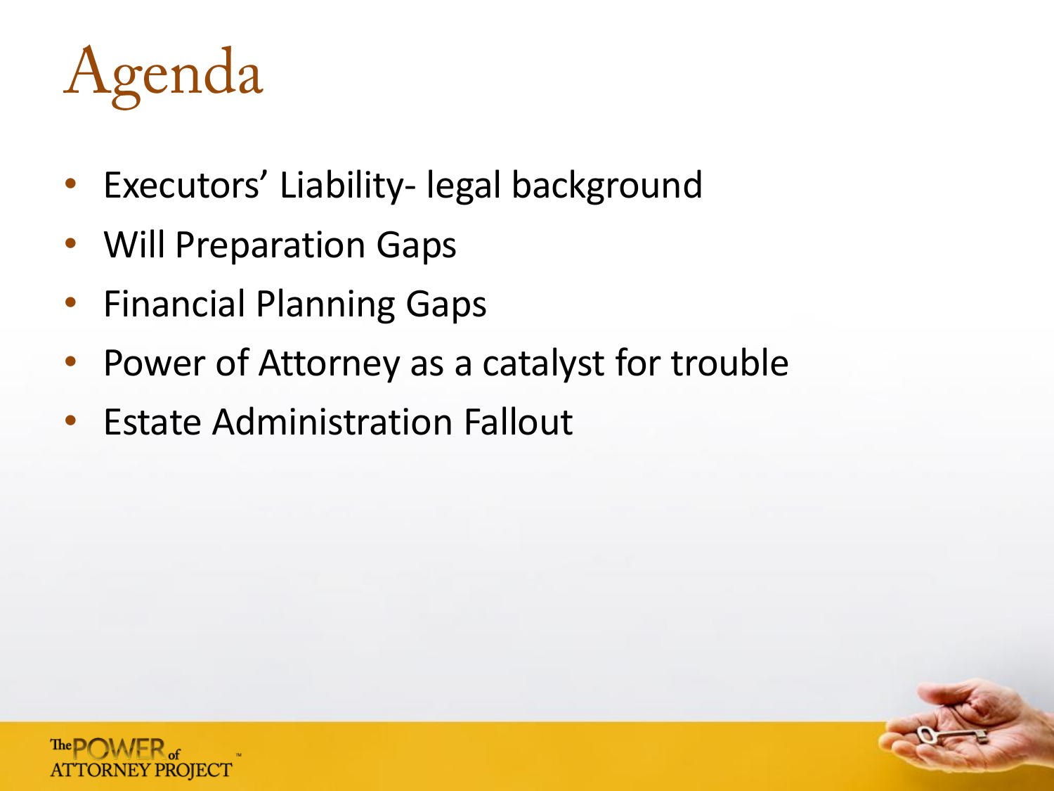# Agenda

- Executors' Liability- legal background
- Will Preparation Gaps
- Financial Planning Gaps
- Power of Attorney as a catalyst for trouble
- Estate Administration Fallout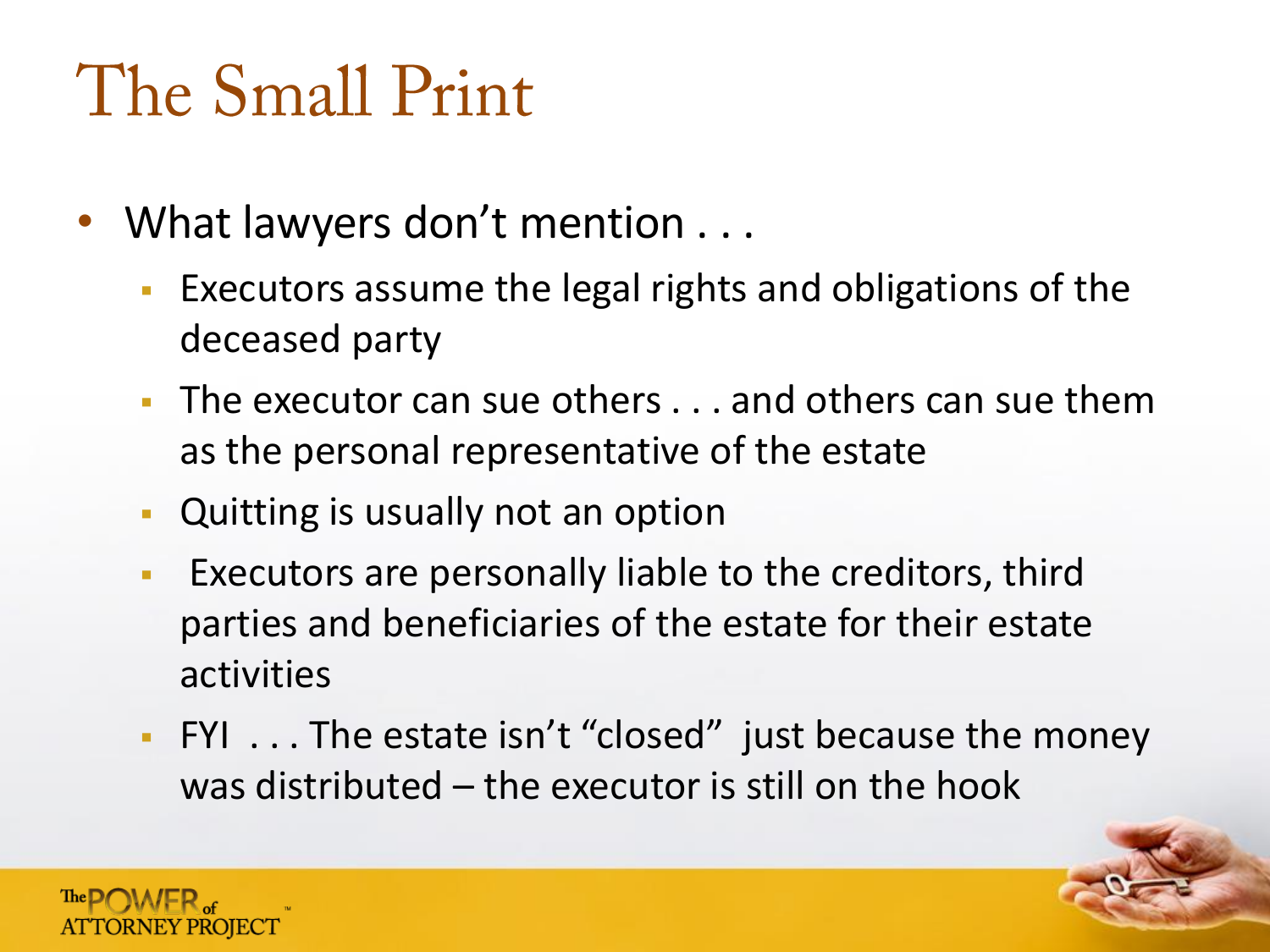# The Small Print

- What lawyers don't mention . . .
  - Executors assume the legal rights and obligations of the deceased party
  - The executor can sue others . . . and others can sue them as the personal representative of the estate
  - Quitting is usually not an option
  - Executors are personally liable to the creditors, third parties and beneficiaries of the estate for their estate activities
  - FYI . . . The estate isn't "closed" just because the money was distributed – the executor is still on the hook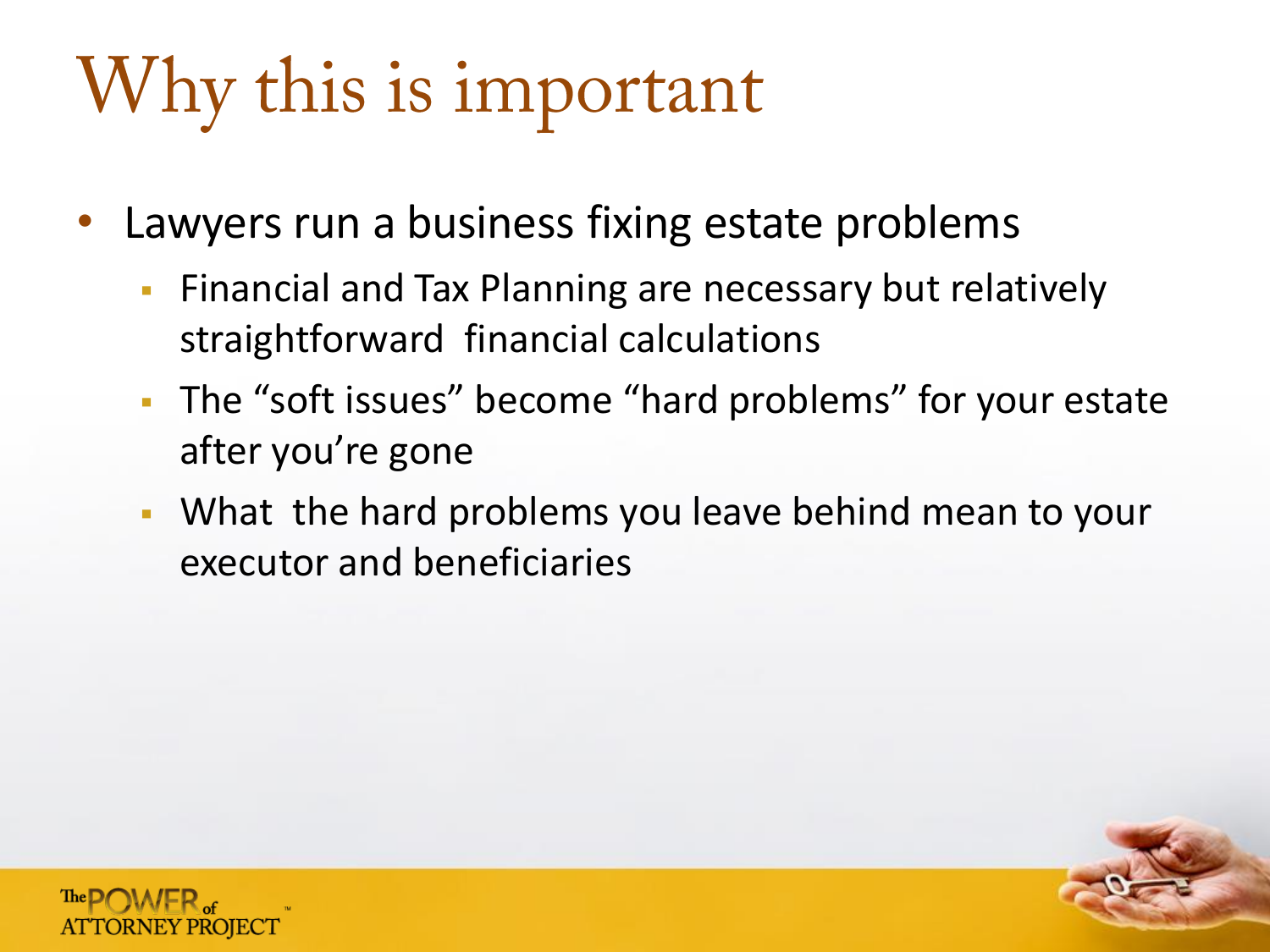# Why this is important

- Lawyers run a business fixing estate problems
  - Financial and Tax Planning are necessary but relatively straightforward financial calculations
  - The “soft issues” become “hard problems” for your estate after you’re gone
  - What the hard problems you leave behind mean to your executor and beneficiaries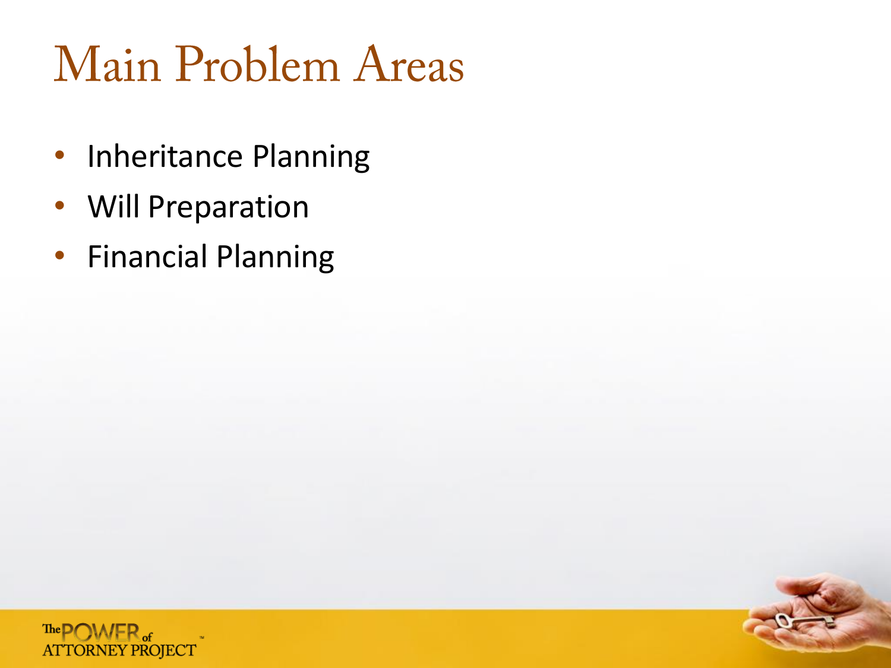# Main Problem Areas

- Inheritance Planning
- Will Preparation
- Financial Planning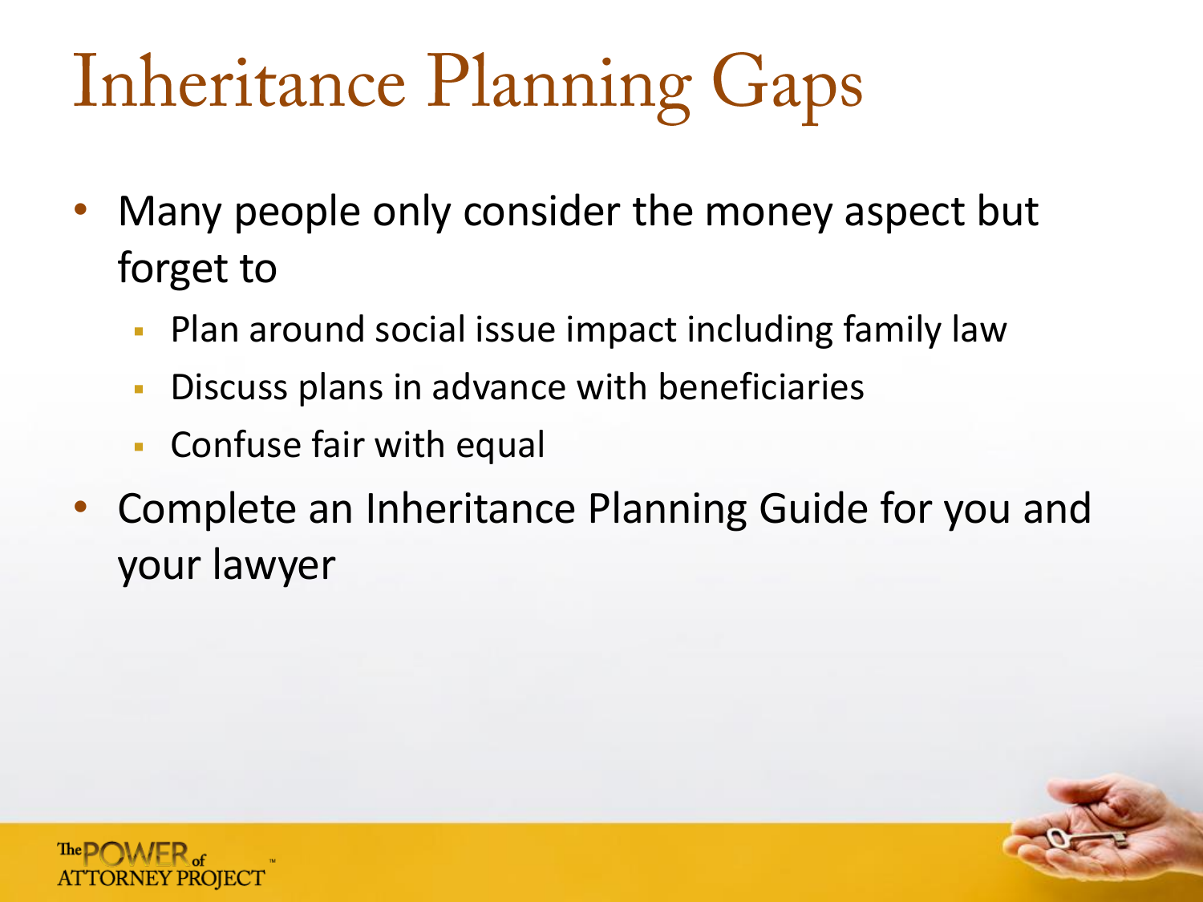# Inheritance Planning Gaps

- Many people only consider the money aspect but forget to
  - Plan around social issue impact including family law
  - Discuss plans in advance with beneficiaries
  - Confuse fair with equal
- Complete an Inheritance Planning Guide for you and your lawyer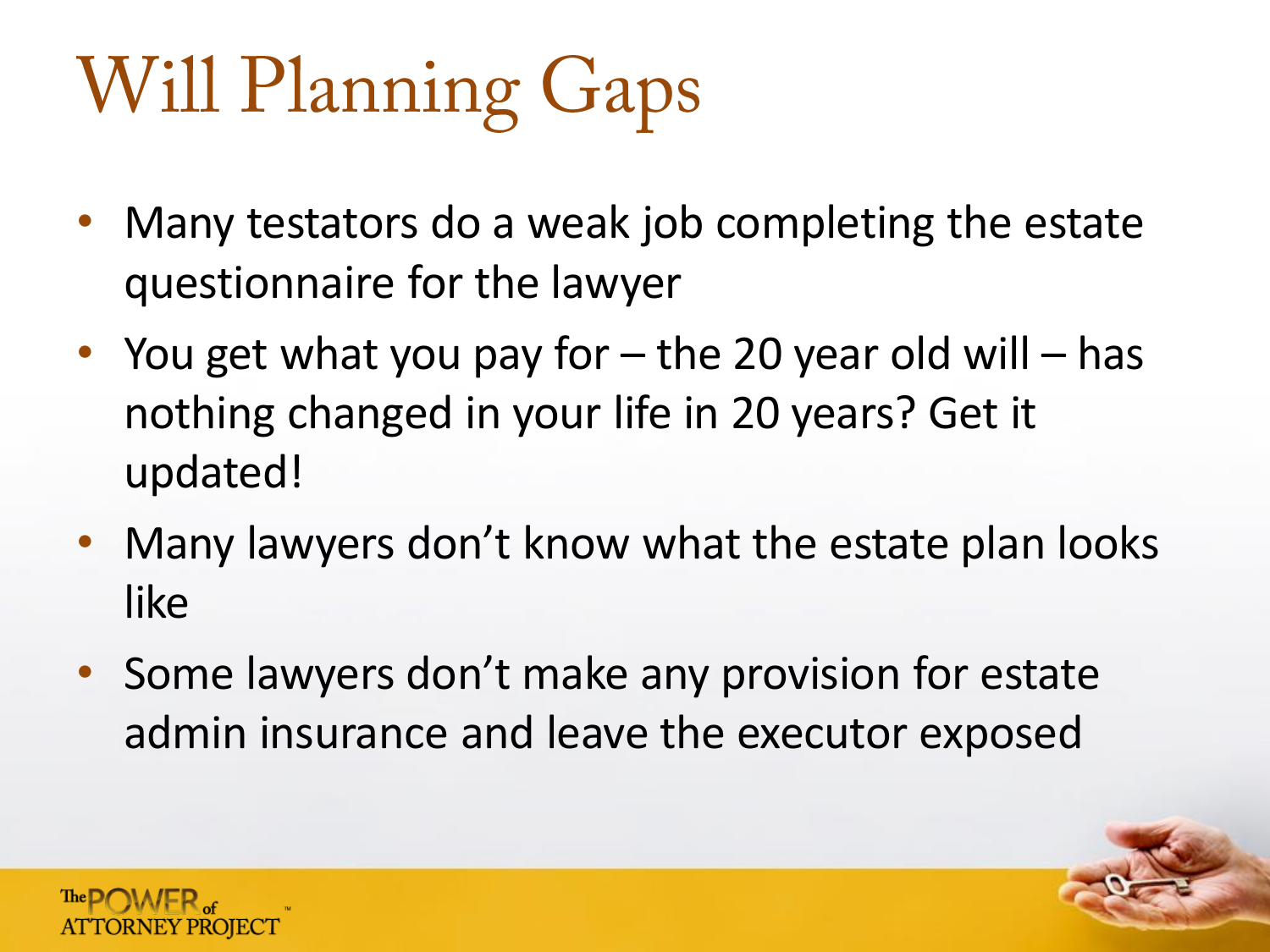# Will Planning Gaps

- Many testators do a weak job completing the estate questionnaire for the lawyer
- You get what you pay for – the 20 year old will – has nothing changed in your life in 20 years? Get it updated!
- Many lawyers don't know what the estate plan looks like
- Some lawyers don't make any provision for estate admin insurance and leave the executor exposed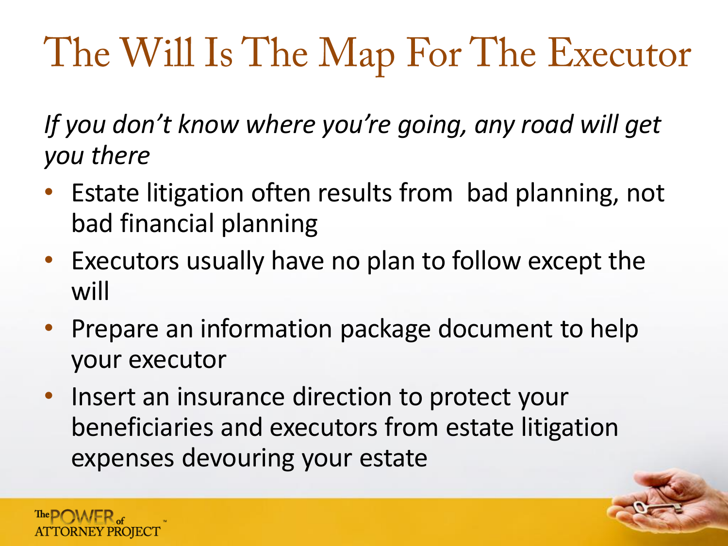# The Will Is The Map For The Executor

*If you don't know where you're going, any road will get you there*

- Estate litigation often results from  bad planning, not bad financial planning
- Executors usually have no plan to follow except the will
- Prepare an information package document to help your executor
- Insert an insurance direction to protect your beneficiaries and executors from estate litigation expenses devouring your estate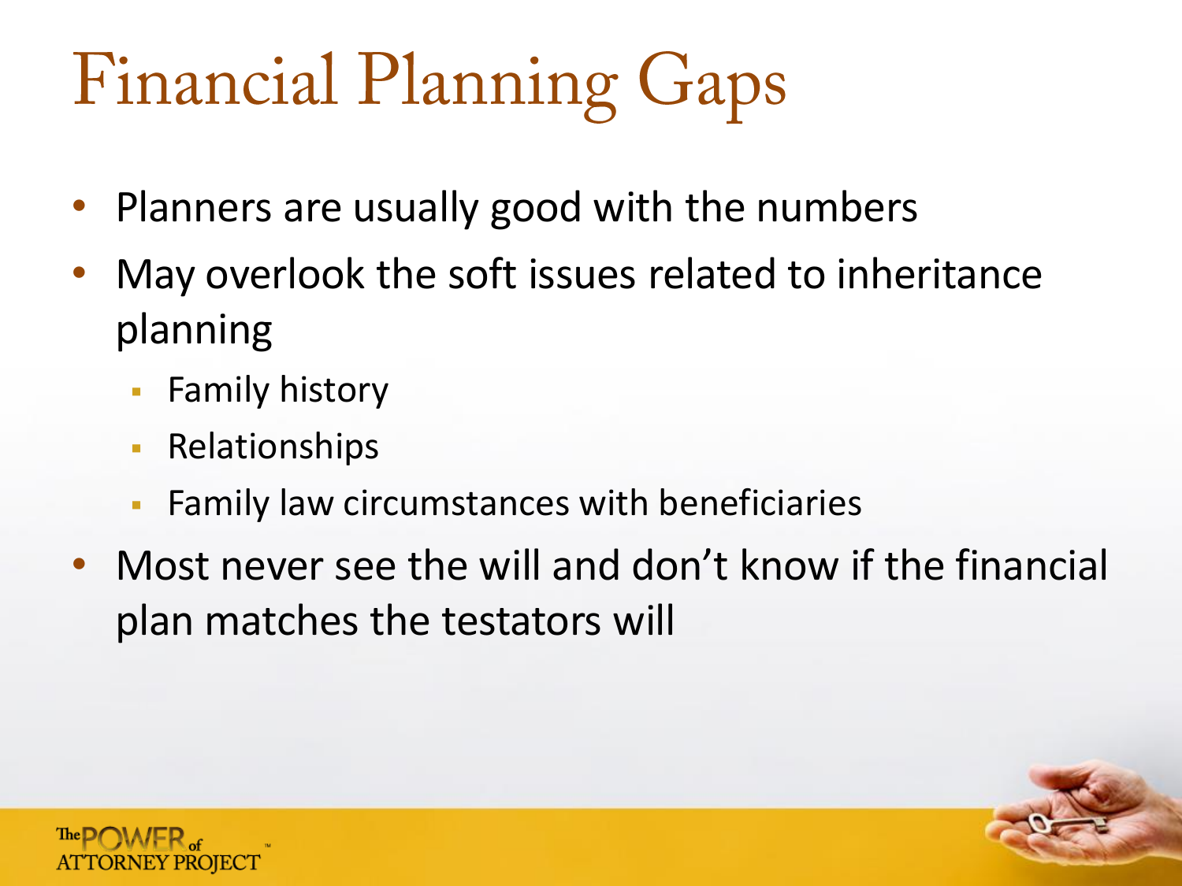# Financial Planning Gaps

- Planners are usually good with the numbers
- May overlook the soft issues related to inheritance planning
  - Family history
  - Relationships
  - Family law circumstances with beneficiaries
- Most never see the will and don't know if the financial plan matches the testators will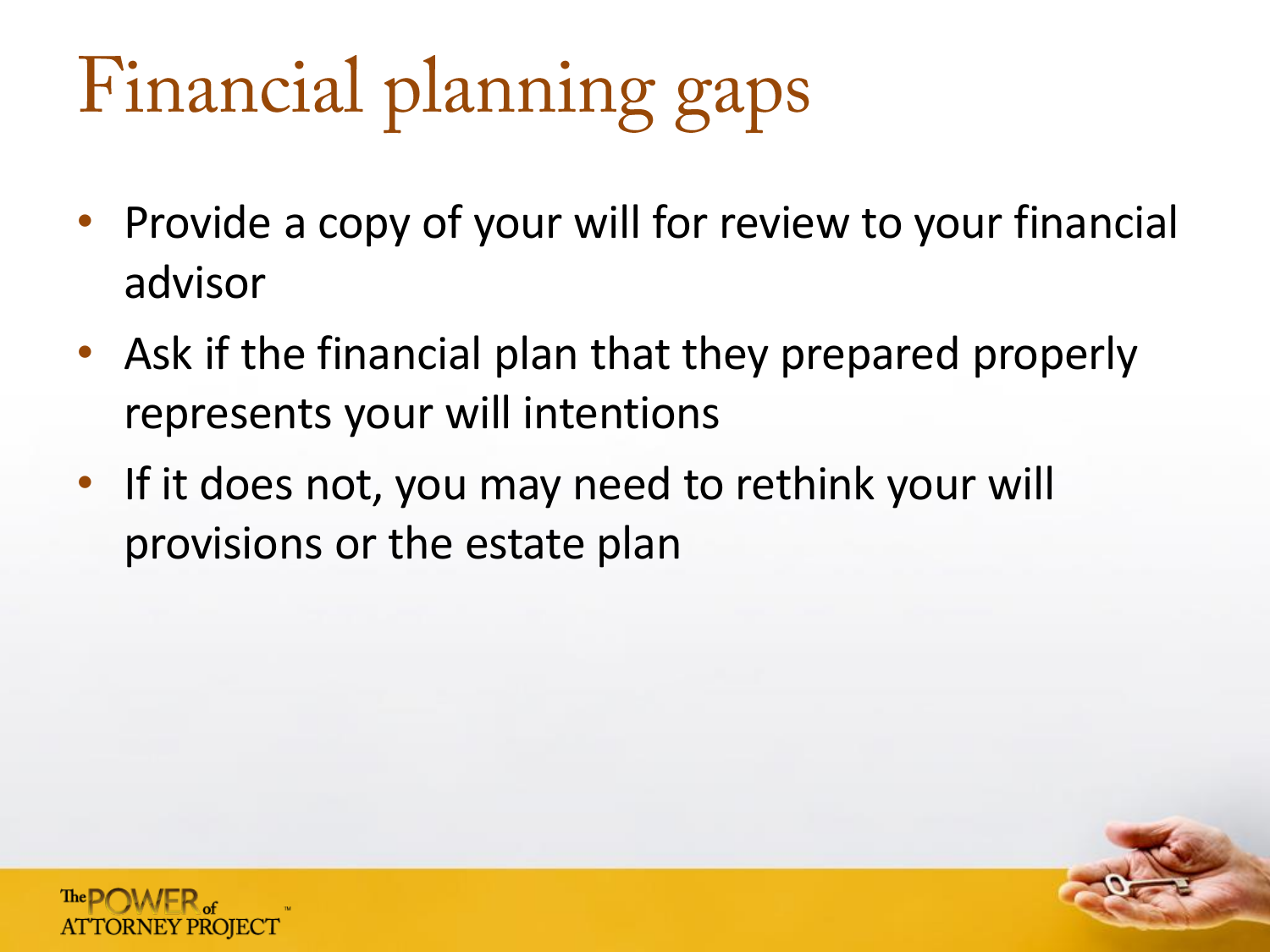# Financial planning gaps

- Provide a copy of your will for review to your financial advisor
- Ask if the financial plan that they prepared properly represents your will intentions
- If it does not, you may need to rethink your will provisions or the estate plan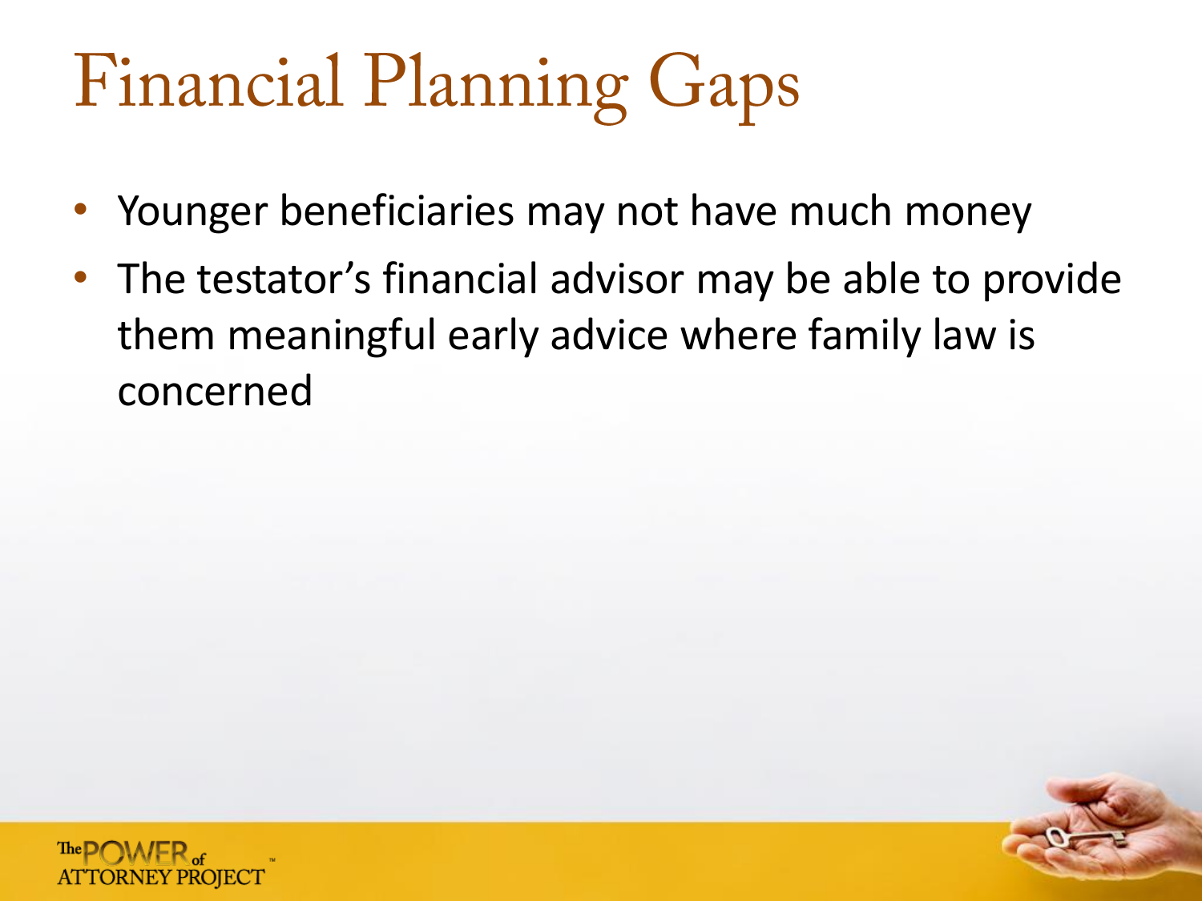# Financial Planning Gaps

- Younger beneficiaries may not have much money
- The testator's financial advisor may be able to provide them meaningful early advice where family law is concerned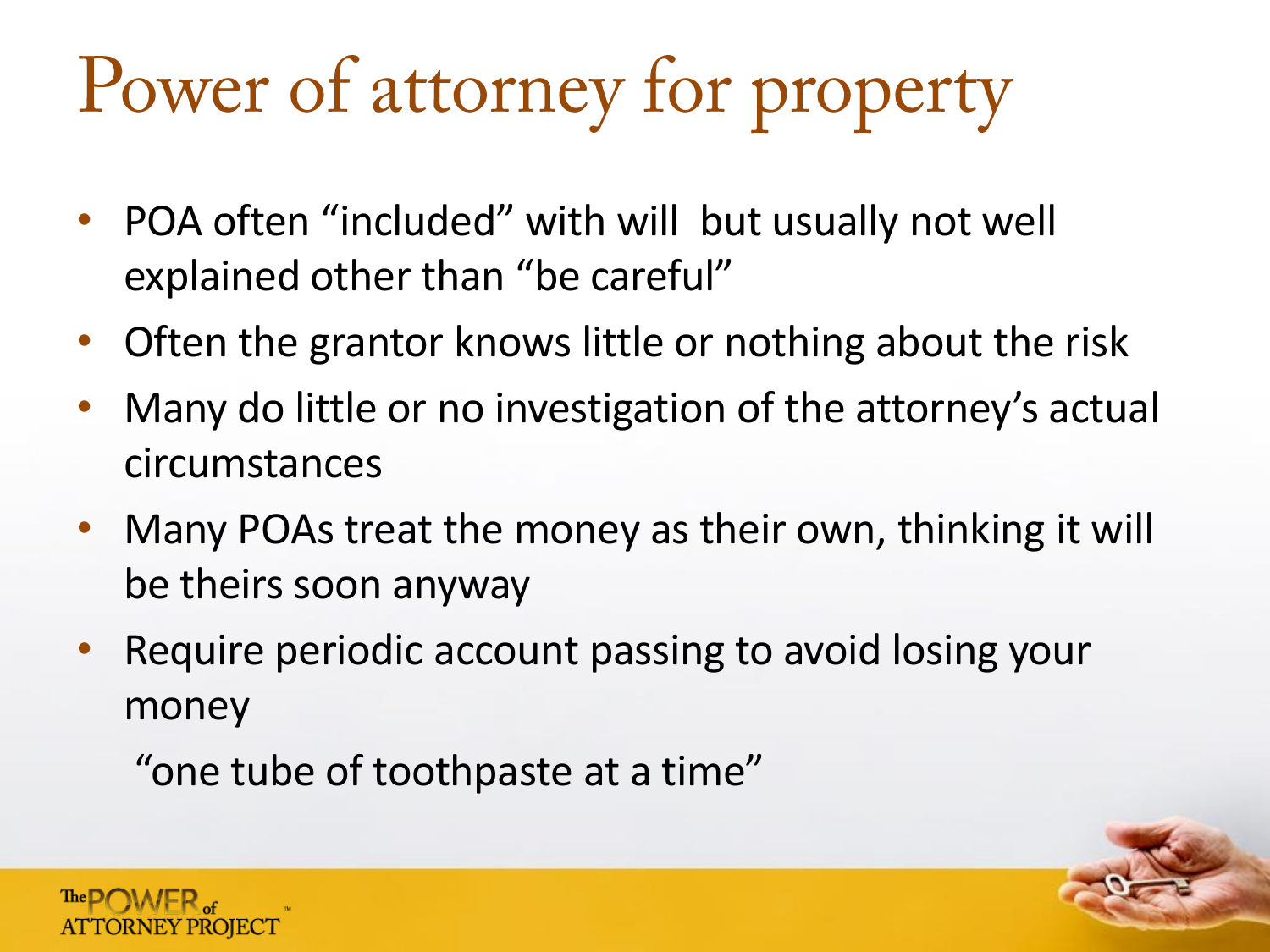# Power of attorney for property

- POA often "included" with will  but usually not well explained other than "be careful"
- Often the grantor knows little or nothing about the risk
- Many do little or no investigation of the attorney's actual circumstances
- Many POAs treat the money as their own, thinking it will be theirs soon anyway
- Require periodic account passing to avoid losing your money

  "one tube of toothpaste at a time"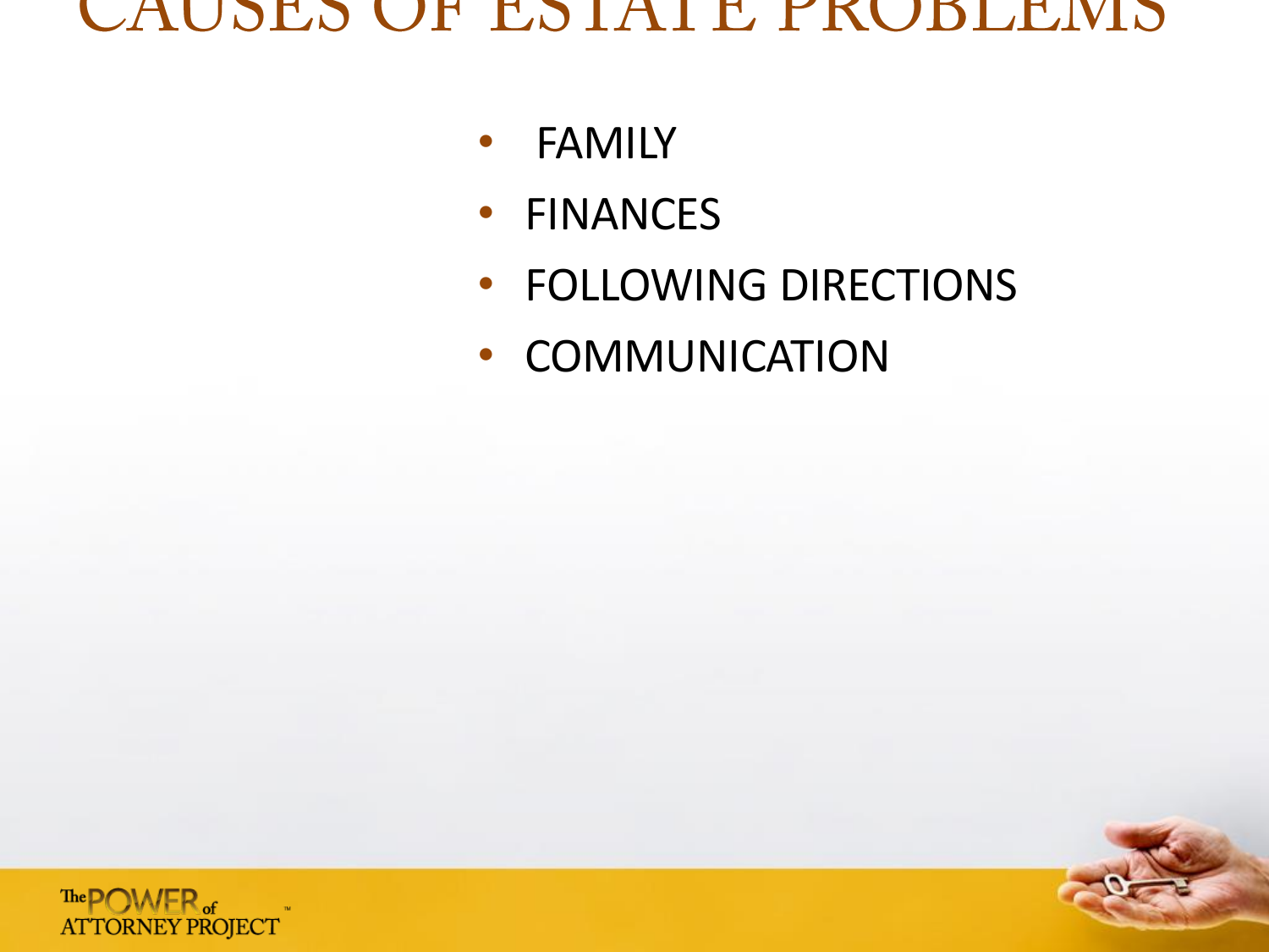# CAUSES OF ESTATE PROBLEMS

- FAMILY
- FINANCES
- FOLLOWING DIRECTIONS
- COMMUNICATION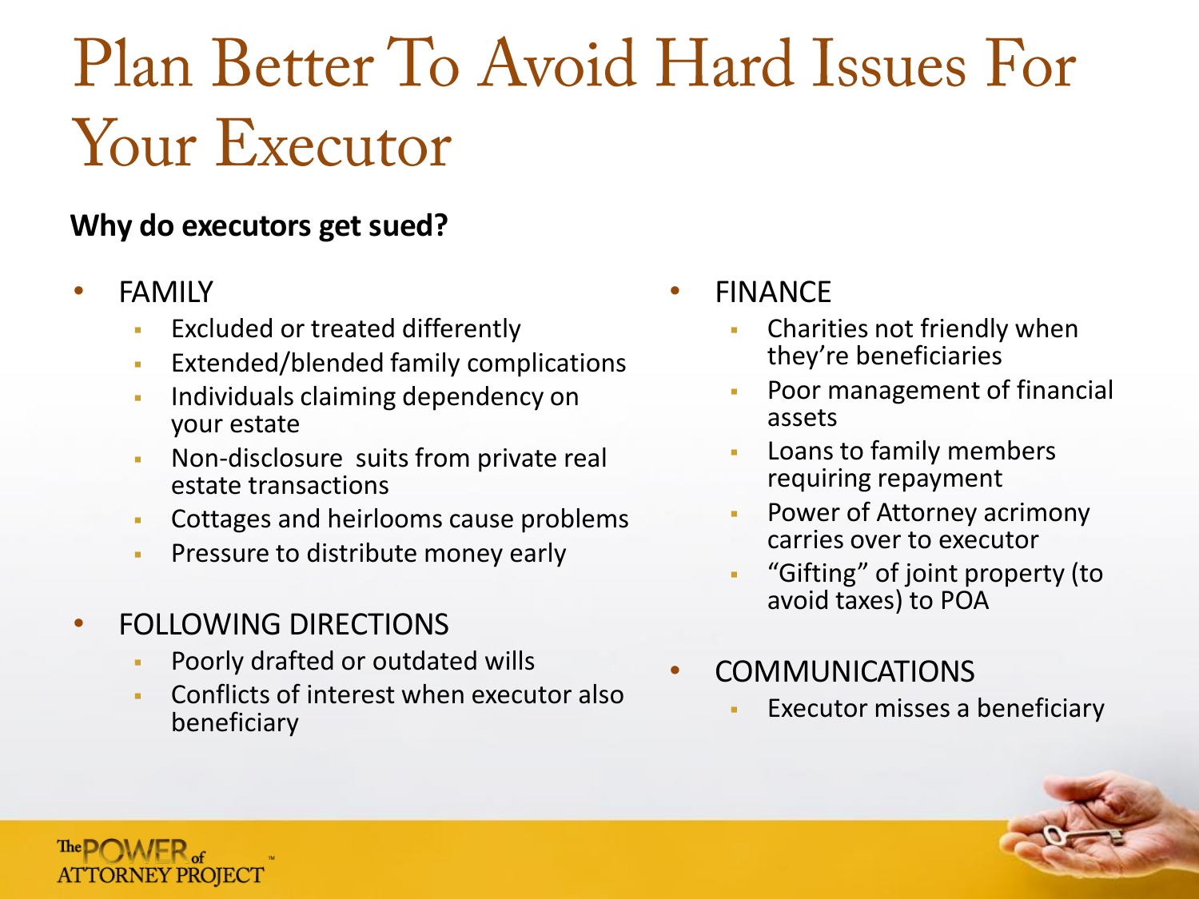# Plan Better To Avoid Hard Issues For Your Executor

**Why do executors get sued?**

- FAMILY
  - Excluded or treated differently
  - Extended/blended family complications
  - Individuals claiming dependency on your estate
  - Non-disclosure suits from private real estate transactions
  - Cottages and heirlooms cause problems
  - Pressure to distribute money early
- FOLLOWING DIRECTIONS
  - Poorly drafted or outdated wills
  - Conflicts of interest when executor also beneficiary
- FINANCE
  - Charities not friendly when they're beneficiaries
  - Poor management of financial assets
  - Loans to family members requiring repayment
  - Power of Attorney acrimony carries over to executor
  - "Gifting" of joint property (to avoid taxes) to POA
- COMMUNICATIONS
  - Executor misses a beneficiary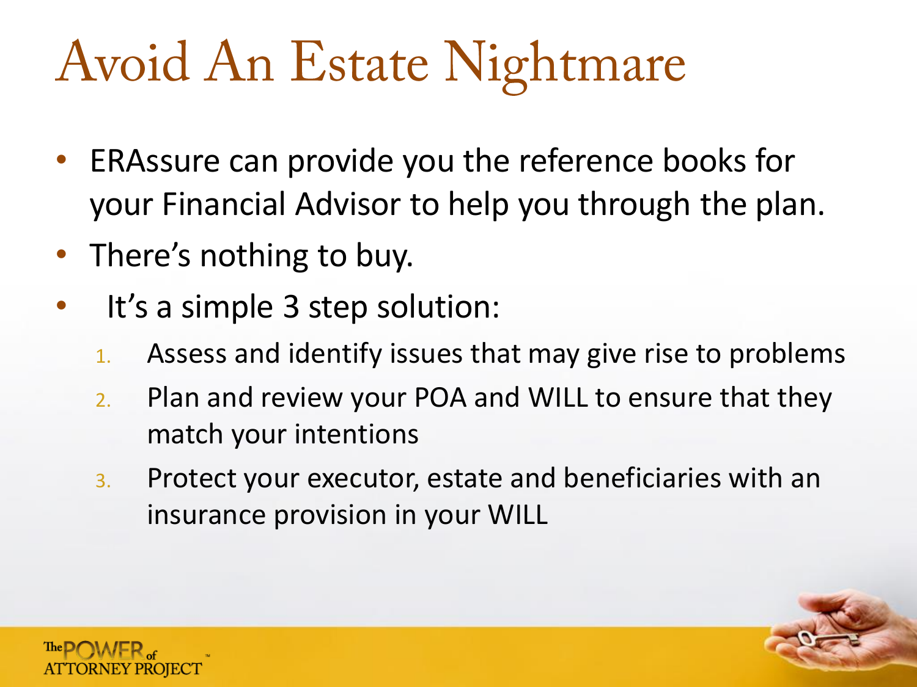# Avoid An Estate Nightmare

- ERAssure can provide you the reference books for your Financial Advisor to help you through the plan.
- There's nothing to buy.
- It's a simple 3 step solution:
  1. Assess and identify issues that may give rise to problems
  2. Plan and review your POA and WILL to ensure that they match your intentions
  3. Protect your executor, estate and beneficiaries with an insurance provision in your WILL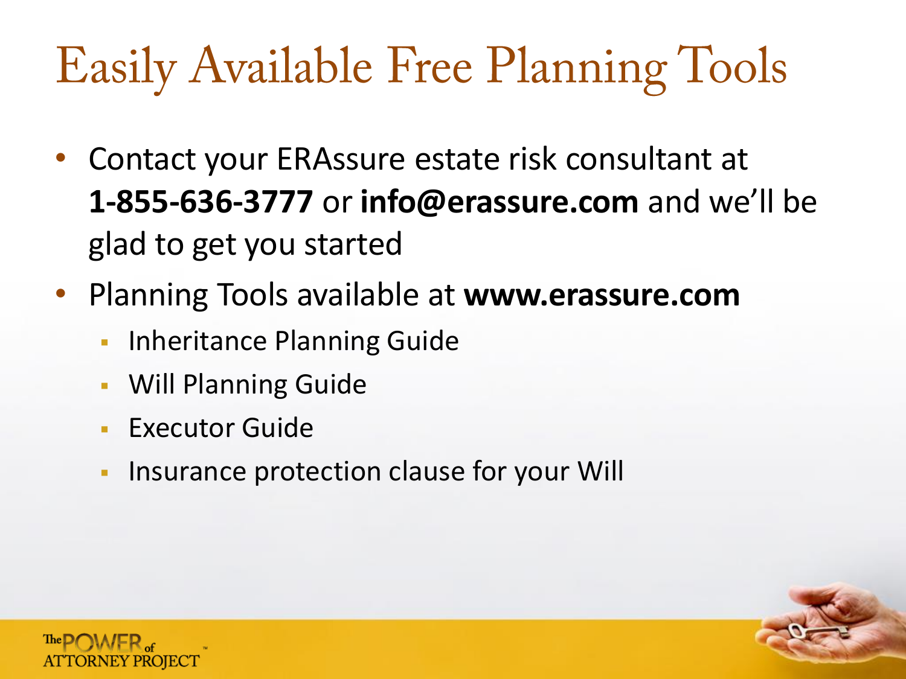# Easily Available Free Planning Tools

- Contact your ERAssure estate risk consultant at **1-855-636-3777** or **info@erassure.com** and we'll be glad to get you started
- Planning Tools available at **www.erassure.com**
  - Inheritance Planning Guide
  - Will Planning Guide
  - Executor Guide
  - Insurance protection clause for your Will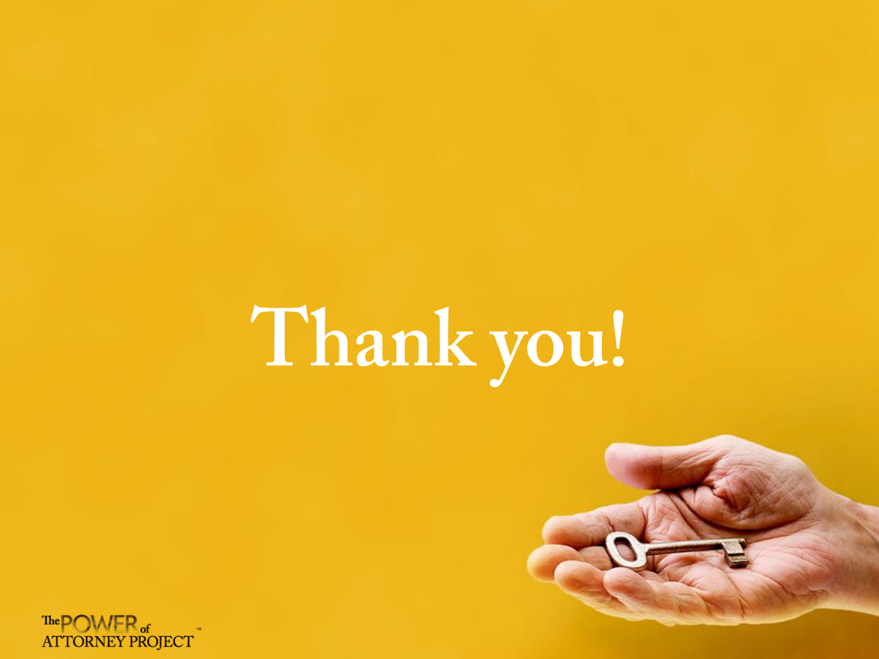# Thank you!

The POWER of ATTORNEY PROJECT™